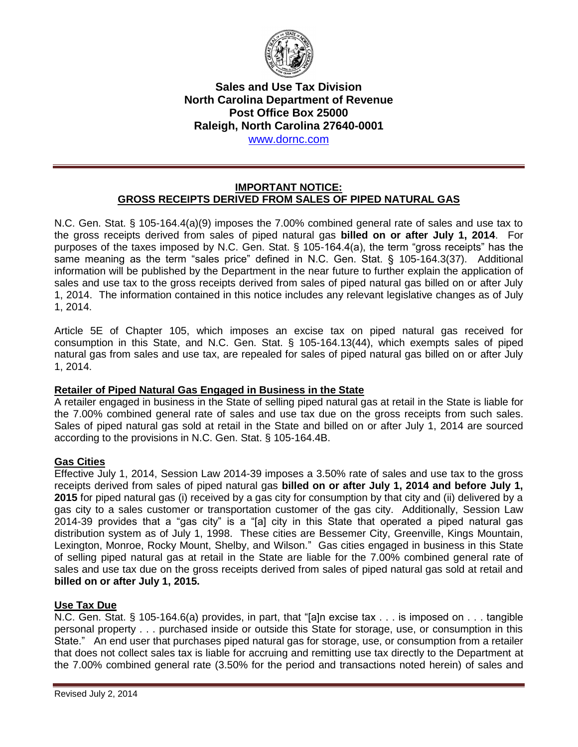**Sales and Use Tax Division**
**North Carolina Department of Revenue**
**Post Office Box 25000**
**Raleigh, North Carolina 27640-0001**
www.dornc.com

## IMPORTANT NOTICE: GROSS RECEIPTS DERIVED FROM SALES OF PIPED NATURAL GAS

N.C. Gen. Stat. § 105-164.4(a)(9) imposes the 7.00% combined general rate of sales and use tax to the gross receipts derived from sales of piped natural gas **billed on or after July 1, 2014**. For purposes of the taxes imposed by N.C. Gen. Stat. § 105-164.4(a), the term "gross receipts" has the same meaning as the term "sales price" defined in N.C. Gen. Stat. § 105-164.3(37). Additional information will be published by the Department in the near future to further explain the application of sales and use tax to the gross receipts derived from sales of piped natural gas billed on or after July 1, 2014. The information contained in this notice includes any relevant legislative changes as of July 1, 2014.

Article 5E of Chapter 105, which imposes an excise tax on piped natural gas received for consumption in this State, and N.C. Gen. Stat. § 105-164.13(44), which exempts sales of piped natural gas from sales and use tax, are repealed for sales of piped natural gas billed on or after July 1, 2014.

### Retailer of Piped Natural Gas Engaged in Business in the State

A retailer engaged in business in the State of selling piped natural gas at retail in the State is liable for the 7.00% combined general rate of sales and use tax due on the gross receipts from such sales. Sales of piped natural gas sold at retail in the State and billed on or after July 1, 2014 are sourced according to the provisions in N.C. Gen. Stat. § 105-164.4B.

### Gas Cities

Effective July 1, 2014, Session Law 2014-39 imposes a 3.50% rate of sales and use tax to the gross receipts derived from sales of piped natural gas **billed on or after July 1, 2014 and before July 1, 2015** for piped natural gas (i) received by a gas city for consumption by that city and (ii) delivered by a gas city to a sales customer or transportation customer of the gas city. Additionally, Session Law 2014-39 provides that a "gas city" is a "[a] city in this State that operated a piped natural gas distribution system as of July 1, 1998. These cities are Bessemer City, Greenville, Kings Mountain, Lexington, Monroe, Rocky Mount, Shelby, and Wilson." Gas cities engaged in business in this State of selling piped natural gas at retail in the State are liable for the 7.00% combined general rate of sales and use tax due on the gross receipts derived from sales of piped natural gas sold at retail and **billed on or after July 1, 2015.**

### Use Tax Due

N.C. Gen. Stat. § 105-164.6(a) provides, in part, that "[a]n excise tax . . . is imposed on . . . tangible personal property . . . purchased inside or outside this State for storage, use, or consumption in this State." An end user that purchases piped natural gas for storage, use, or consumption from a retailer that does not collect sales tax is liable for accruing and remitting use tax directly to the Department at the 7.00% combined general rate (3.50% for the period and transactions noted herein) of sales and

Revised July 2, 2014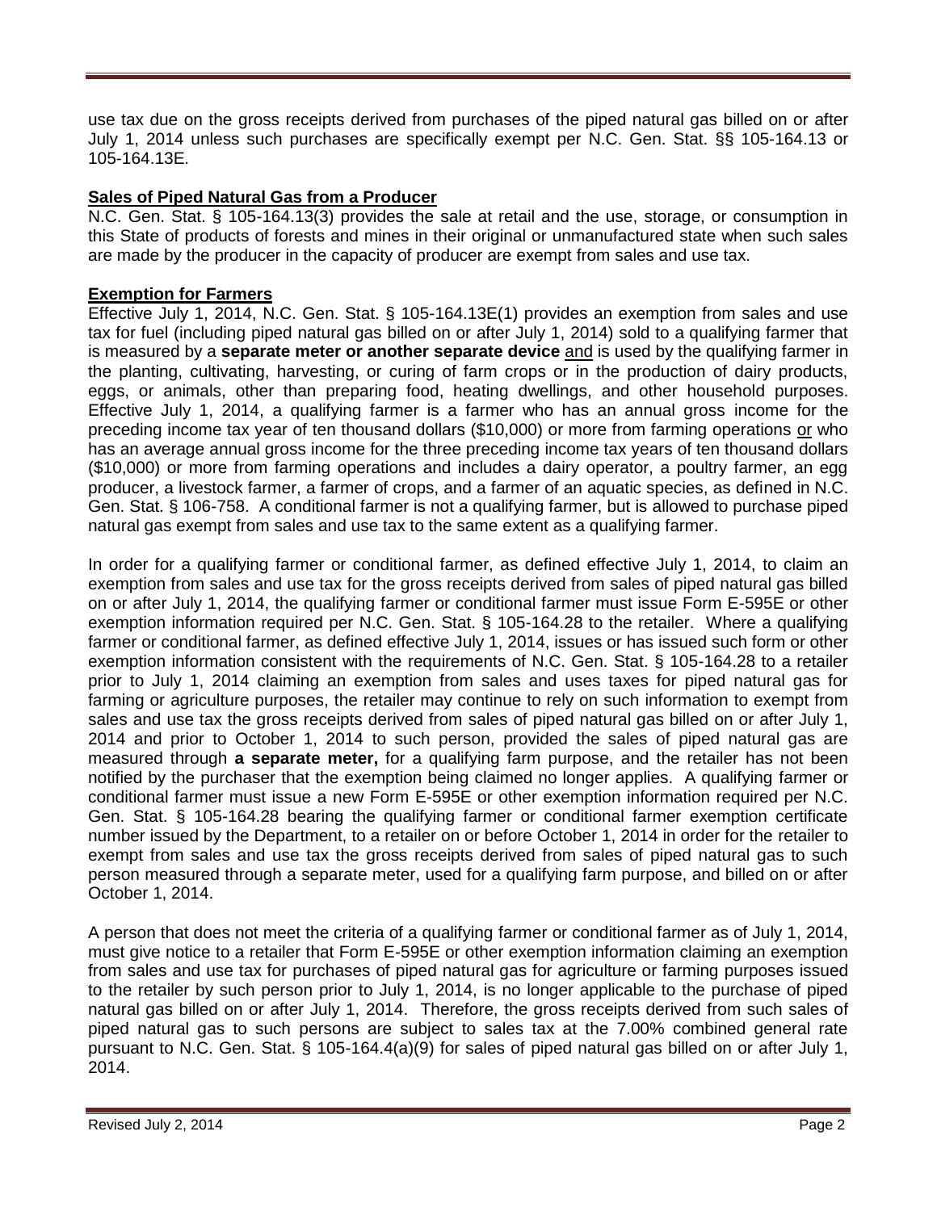use tax due on the gross receipts derived from purchases of the piped natural gas billed on or after July 1, 2014 unless such purchases are specifically exempt per N.C. Gen. Stat. §§ 105-164.13 or 105-164.13E.

**Sales of Piped Natural Gas from a Producer**

N.C. Gen. Stat. § 105-164.13(3) provides the sale at retail and the use, storage, or consumption in this State of products of forests and mines in their original or unmanufactured state when such sales are made by the producer in the capacity of producer are exempt from sales and use tax.

**Exemption for Farmers**

Effective July 1, 2014, N.C. Gen. Stat. § 105-164.13E(1) provides an exemption from sales and use tax for fuel (including piped natural gas billed on or after July 1, 2014) sold to a qualifying farmer that is measured by a **separate meter or another separate device** and is used by the qualifying farmer in the planting, cultivating, harvesting, or curing of farm crops or in the production of dairy products, eggs, or animals, other than preparing food, heating dwellings, and other household purposes. Effective July 1, 2014, a qualifying farmer is a farmer who has an annual gross income for the preceding income tax year of ten thousand dollars ($10,000) or more from farming operations or who has an average annual gross income for the three preceding income tax years of ten thousand dollars ($10,000) or more from farming operations and includes a dairy operator, a poultry farmer, an egg producer, a livestock farmer, a farmer of crops, and a farmer of an aquatic species, as defined in N.C. Gen. Stat. § 106-758. A conditional farmer is not a qualifying farmer, but is allowed to purchase piped natural gas exempt from sales and use tax to the same extent as a qualifying farmer.

In order for a qualifying farmer or conditional farmer, as defined effective July 1, 2014, to claim an exemption from sales and use tax for the gross receipts derived from sales of piped natural gas billed on or after July 1, 2014, the qualifying farmer or conditional farmer must issue Form E-595E or other exemption information required per N.C. Gen. Stat. § 105-164.28 to the retailer. Where a qualifying farmer or conditional farmer, as defined effective July 1, 2014, issues or has issued such form or other exemption information consistent with the requirements of N.C. Gen. Stat. § 105-164.28 to a retailer prior to July 1, 2014 claiming an exemption from sales and uses taxes for piped natural gas for farming or agriculture purposes, the retailer may continue to rely on such information to exempt from sales and use tax the gross receipts derived from sales of piped natural gas billed on or after July 1, 2014 and prior to October 1, 2014 to such person, provided the sales of piped natural gas are measured through **a separate meter,** for a qualifying farm purpose, and the retailer has not been notified by the purchaser that the exemption being claimed no longer applies. A qualifying farmer or conditional farmer must issue a new Form E-595E or other exemption information required per N.C. Gen. Stat. § 105-164.28 bearing the qualifying farmer or conditional farmer exemption certificate number issued by the Department, to a retailer on or before October 1, 2014 in order for the retailer to exempt from sales and use tax the gross receipts derived from sales of piped natural gas to such person measured through a separate meter, used for a qualifying farm purpose, and billed on or after October 1, 2014.

A person that does not meet the criteria of a qualifying farmer or conditional farmer as of July 1, 2014, must give notice to a retailer that Form E-595E or other exemption information claiming an exemption from sales and use tax for purchases of piped natural gas for agriculture or farming purposes issued to the retailer by such person prior to July 1, 2014, is no longer applicable to the purchase of piped natural gas billed on or after July 1, 2014. Therefore, the gross receipts derived from such sales of piped natural gas to such persons are subject to sales tax at the 7.00% combined general rate pursuant to N.C. Gen. Stat. § 105-164.4(a)(9) for sales of piped natural gas billed on or after July 1, 2014.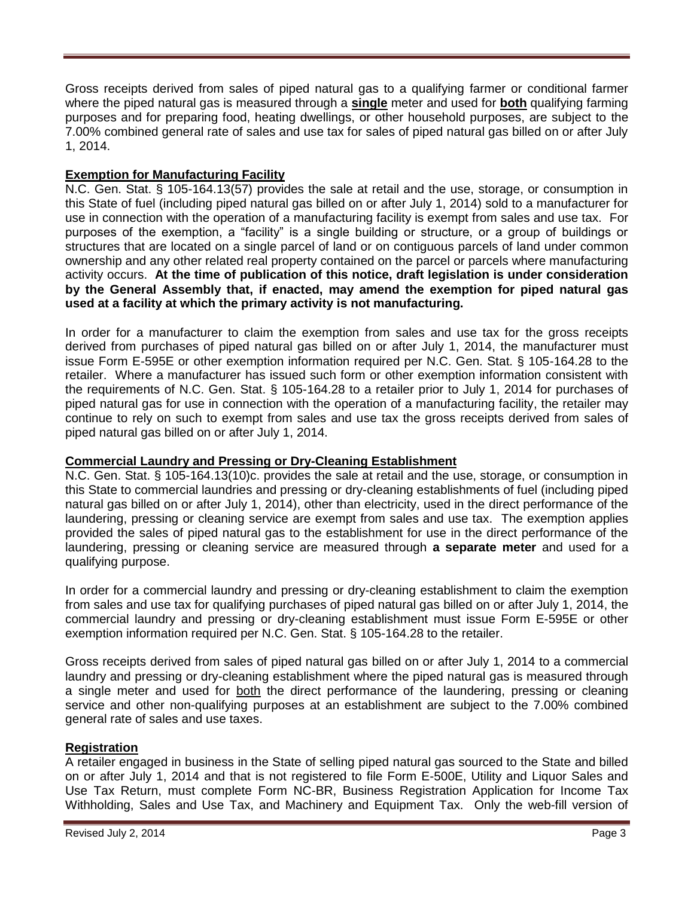Gross receipts derived from sales of piped natural gas to a qualifying farmer or conditional farmer where the piped natural gas is measured through a **single** meter and used for **both** qualifying farming purposes and for preparing food, heating dwellings, or other household purposes, are subject to the 7.00% combined general rate of sales and use tax for sales of piped natural gas billed on or after July 1, 2014.

**Exemption for Manufacturing Facility**

N.C. Gen. Stat. § 105-164.13(57) provides the sale at retail and the use, storage, or consumption in this State of fuel (including piped natural gas billed on or after July 1, 2014) sold to a manufacturer for use in connection with the operation of a manufacturing facility is exempt from sales and use tax. For purposes of the exemption, a "facility" is a single building or structure, or a group of buildings or structures that are located on a single parcel of land or on contiguous parcels of land under common ownership and any other related real property contained on the parcel or parcels where manufacturing activity occurs. **At the time of publication of this notice, draft legislation is under consideration by the General Assembly that, if enacted, may amend the exemption for piped natural gas used at a facility at which the primary activity is not manufacturing.**

In order for a manufacturer to claim the exemption from sales and use tax for the gross receipts derived from purchases of piped natural gas billed on or after July 1, 2014, the manufacturer must issue Form E-595E or other exemption information required per N.C. Gen. Stat. § 105-164.28 to the retailer. Where a manufacturer has issued such form or other exemption information consistent with the requirements of N.C. Gen. Stat. § 105-164.28 to a retailer prior to July 1, 2014 for purchases of piped natural gas for use in connection with the operation of a manufacturing facility, the retailer may continue to rely on such to exempt from sales and use tax the gross receipts derived from sales of piped natural gas billed on or after July 1, 2014.

**Commercial Laundry and Pressing or Dry-Cleaning Establishment**

N.C. Gen. Stat. § 105-164.13(10)c. provides the sale at retail and the use, storage, or consumption in this State to commercial laundries and pressing or dry-cleaning establishments of fuel (including piped natural gas billed on or after July 1, 2014), other than electricity, used in the direct performance of the laundering, pressing or cleaning service are exempt from sales and use tax. The exemption applies provided the sales of piped natural gas to the establishment for use in the direct performance of the laundering, pressing or cleaning service are measured through **a separate meter** and used for a qualifying purpose.

In order for a commercial laundry and pressing or dry-cleaning establishment to claim the exemption from sales and use tax for qualifying purchases of piped natural gas billed on or after July 1, 2014, the commercial laundry and pressing or dry-cleaning establishment must issue Form E-595E or other exemption information required per N.C. Gen. Stat. § 105-164.28 to the retailer.

Gross receipts derived from sales of piped natural gas billed on or after July 1, 2014 to a commercial laundry and pressing or dry-cleaning establishment where the piped natural gas is measured through a single meter and used for both the direct performance of the laundering, pressing or cleaning service and other non-qualifying purposes at an establishment are subject to the 7.00% combined general rate of sales and use taxes.

**Registration**

A retailer engaged in business in the State of selling piped natural gas sourced to the State and billed on or after July 1, 2014 and that is not registered to file Form E-500E, Utility and Liquor Sales and Use Tax Return, must complete Form NC-BR, Business Registration Application for Income Tax Withholding, Sales and Use Tax, and Machinery and Equipment Tax. Only the web-fill version of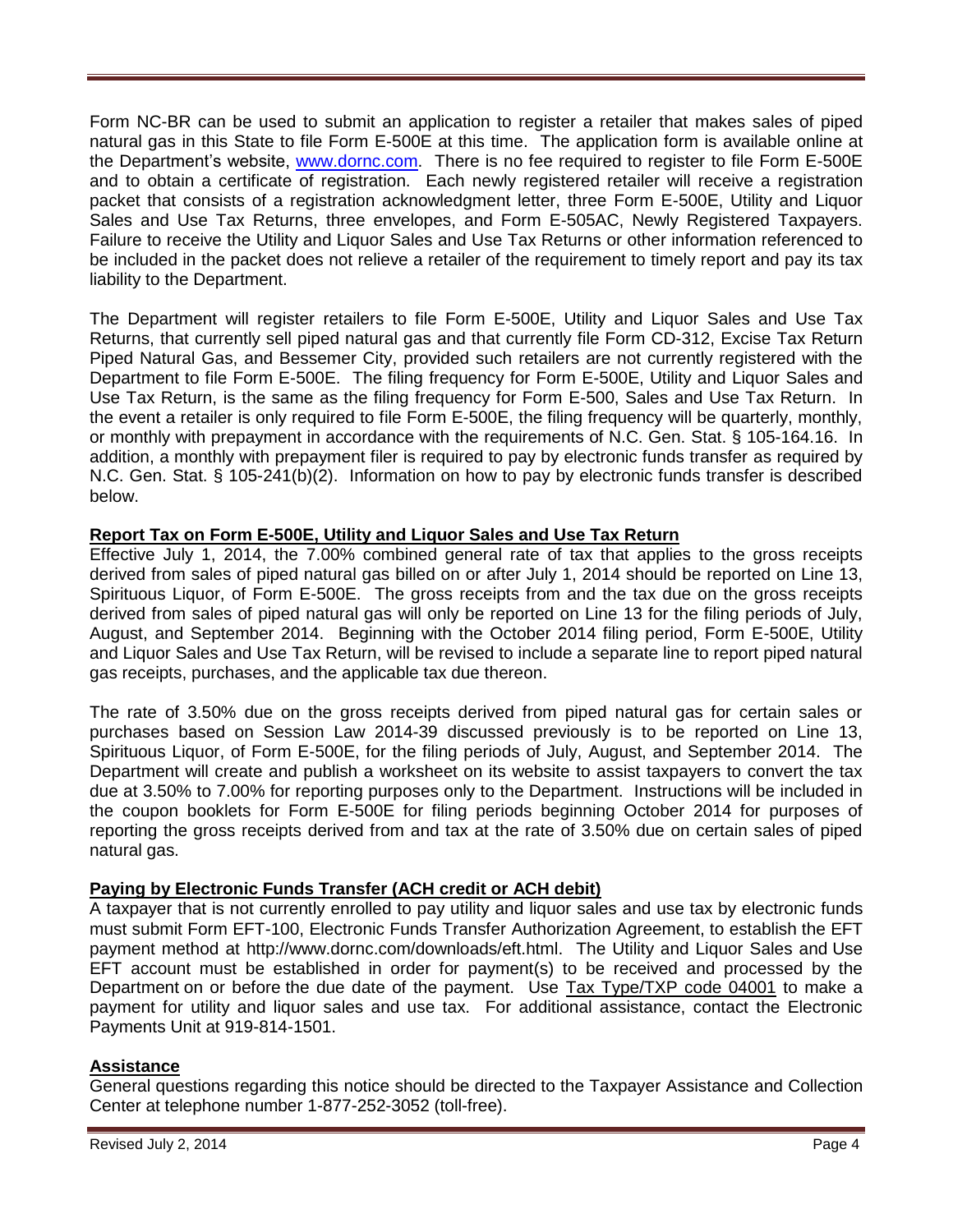Form NC-BR can be used to submit an application to register a retailer that makes sales of piped natural gas in this State to file Form E-500E at this time. The application form is available online at the Department's website, [www.dornc.com](http://www.dornc.com). There is no fee required to register to file Form E-500E and to obtain a certificate of registration. Each newly registered retailer will receive a registration packet that consists of a registration acknowledgment letter, three Form E-500E, Utility and Liquor Sales and Use Tax Returns, three envelopes, and Form E-505AC, Newly Registered Taxpayers. Failure to receive the Utility and Liquor Sales and Use Tax Returns or other information referenced to be included in the packet does not relieve a retailer of the requirement to timely report and pay its tax liability to the Department.

The Department will register retailers to file Form E-500E, Utility and Liquor Sales and Use Tax Returns, that currently sell piped natural gas and that currently file Form CD-312, Excise Tax Return Piped Natural Gas, and Bessemer City, provided such retailers are not currently registered with the Department to file Form E-500E. The filing frequency for Form E-500E, Utility and Liquor Sales and Use Tax Return, is the same as the filing frequency for Form E-500, Sales and Use Tax Return. In the event a retailer is only required to file Form E-500E, the filing frequency will be quarterly, monthly, or monthly with prepayment in accordance with the requirements of N.C. Gen. Stat. § 105-164.16. In addition, a monthly with prepayment filer is required to pay by electronic funds transfer as required by N.C. Gen. Stat. § 105-241(b)(2). Information on how to pay by electronic funds transfer is described below.

**Report Tax on Form E-500E, Utility and Liquor Sales and Use Tax Return**

Effective July 1, 2014, the 7.00% combined general rate of tax that applies to the gross receipts derived from sales of piped natural gas billed on or after July 1, 2014 should be reported on Line 13, Spirituous Liquor, of Form E-500E. The gross receipts from and the tax due on the gross receipts derived from sales of piped natural gas will only be reported on Line 13 for the filing periods of July, August, and September 2014. Beginning with the October 2014 filing period, Form E-500E, Utility and Liquor Sales and Use Tax Return, will be revised to include a separate line to report piped natural gas receipts, purchases, and the applicable tax due thereon.

The rate of 3.50% due on the gross receipts derived from piped natural gas for certain sales or purchases based on Session Law 2014-39 discussed previously is to be reported on Line 13, Spirituous Liquor, of Form E-500E, for the filing periods of July, August, and September 2014. The Department will create and publish a worksheet on its website to assist taxpayers to convert the tax due at 3.50% to 7.00% for reporting purposes only to the Department. Instructions will be included in the coupon booklets for Form E-500E for filing periods beginning October 2014 for purposes of reporting the gross receipts derived from and tax at the rate of 3.50% due on certain sales of piped natural gas.

**Paying by Electronic Funds Transfer (ACH credit or ACH debit)**

A taxpayer that is not currently enrolled to pay utility and liquor sales and use tax by electronic funds must submit Form EFT-100, Electronic Funds Transfer Authorization Agreement, to establish the EFT payment method at http://www.dornc.com/downloads/eft.html. The Utility and Liquor Sales and Use EFT account must be established in order for payment(s) to be received and processed by the Department on or before the due date of the payment. Use Tax Type/TXP code 04001 to make a payment for utility and liquor sales and use tax. For additional assistance, contact the Electronic Payments Unit at 919-814-1501.

**Assistance**

General questions regarding this notice should be directed to the Taxpayer Assistance and Collection Center at telephone number 1-877-252-3052 (toll-free).

Revised July 2, 2014